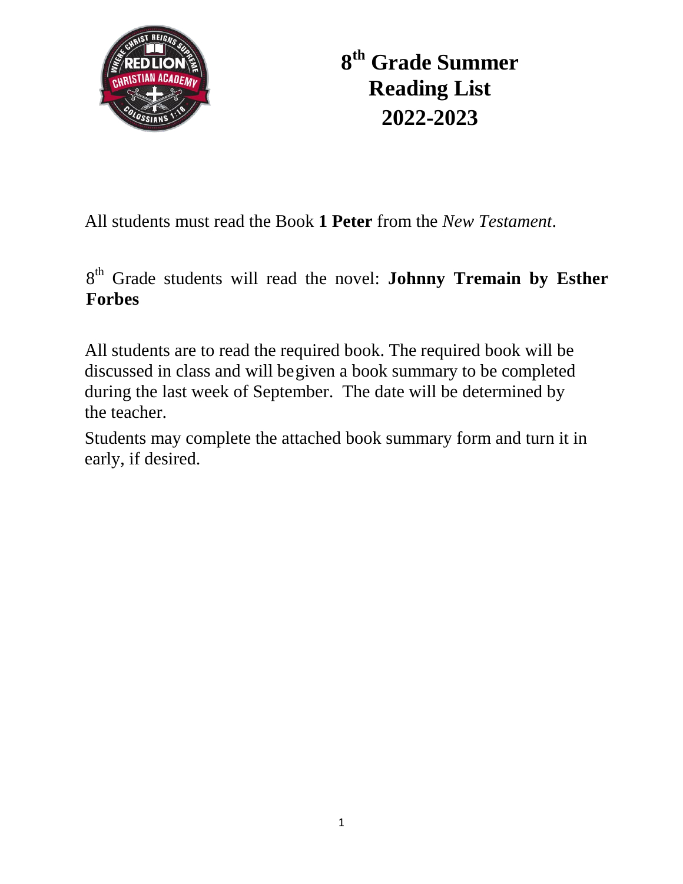# 8th Grade Summer Reading List 2022-2023

All students must read the Book **1 Peter** from the *New Testament*.

8th Grade students will read the novel: **Johnny Tremain by Esther Forbes**

All students are to read the required book. The required book will be discussed in class and will be given a book summary to be completed during the last week of September. The date will be determined by the teacher.

Students may complete the attached book summary form and turn it in early, if desired.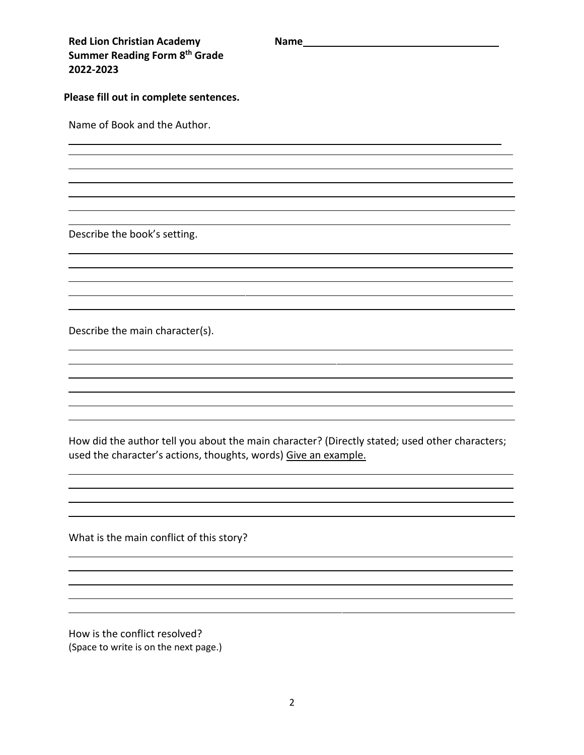**Red Lion Christian Academy**
**Summer Reading Form 8th Grade**
**2022-2023**

**Name**\_\_\_\_\_\_\_\_\_\_\_\_\_\_\_\_\_\_\_\_\_\_\_\_\_\_\_\_\_\_\_\_\_\_

**Please fill out in complete sentences.**

Name of Book and the Author.

\_\_\_\_\_\_\_\_\_\_\_\_\_\_\_\_\_\_\_\_\_\_\_\_\_\_\_\_\_\_\_\_\_\_\_\_\_\_\_\_\_\_\_\_\_\_\_\_\_\_\_\_\_\_\_\_\_\_\_\_\_\_\_\_\_\_\_\_\_\_\_\_

\_\_\_\_\_\_\_\_\_\_\_\_\_\_\_\_\_\_\_\_\_\_\_\_\_\_\_\_\_\_\_\_\_\_\_\_\_\_\_\_\_\_\_\_\_\_\_\_\_\_\_\_\_\_\_\_\_\_\_\_\_\_\_\_\_\_\_\_\_\_\_\_

\_\_\_\_\_\_\_\_\_\_\_\_\_\_\_\_\_\_\_\_\_\_\_\_\_\_\_\_\_\_\_\_\_\_\_\_\_\_\_\_\_\_\_\_\_\_\_\_\_\_\_\_\_\_\_\_\_\_\_\_\_\_\_\_\_\_\_\_\_\_\_\_

\_\_\_\_\_\_\_\_\_\_\_\_\_\_\_\_\_\_\_\_\_\_\_\_\_\_\_\_\_\_\_\_\_\_\_\_\_\_\_\_\_\_\_\_\_\_\_\_\_\_\_\_\_\_\_\_\_\_\_\_\_\_\_\_\_\_\_\_\_\_\_\_

\_\_\_\_\_\_\_\_\_\_\_\_\_\_\_\_\_\_\_\_\_\_\_\_\_\_\_\_\_\_\_\_\_\_\_\_\_\_\_\_\_\_\_\_\_\_\_\_\_\_\_\_\_\_\_\_\_\_\_\_\_\_\_\_\_\_\_\_\_\_\_\_

\_\_\_\_\_\_\_\_\_\_\_\_\_\_\_\_\_\_\_\_\_\_\_\_\_\_\_\_\_\_\_\_\_\_\_\_\_\_\_\_\_\_\_\_\_\_\_\_\_\_\_\_\_\_\_\_\_\_\_\_\_\_\_\_\_\_\_\_\_\_\_\_

\_\_\_\_\_\_\_\_\_\_\_\_\_\_\_\_\_\_\_\_\_\_\_\_\_\_\_\_\_\_\_\_\_\_\_\_\_\_\_\_\_\_\_\_\_\_\_\_\_\_\_\_\_\_\_\_\_\_\_\_\_\_\_\_\_\_\_\_\_\_\_\_

Describe the book's setting.

\_\_\_\_\_\_\_\_\_\_\_\_\_\_\_\_\_\_\_\_\_\_\_\_\_\_\_\_\_\_\_\_\_\_\_\_\_\_\_\_\_\_\_\_\_\_\_\_\_\_\_\_\_\_\_\_\_\_\_\_\_\_\_\_\_\_\_\_\_\_\_\_

\_\_\_\_\_\_\_\_\_\_\_\_\_\_\_\_\_\_\_\_\_\_\_\_\_\_\_\_\_\_\_\_\_\_\_\_\_\_\_\_\_\_\_\_\_\_\_\_\_\_\_\_\_\_\_\_\_\_\_\_\_\_\_\_\_\_\_\_\_\_\_\_

\_\_\_\_\_\_\_\_\_\_\_\_\_\_\_\_\_\_\_\_\_\_\_\_\_\_\_\_\_\_\_\_\_\_\_\_\_\_\_\_\_\_\_\_\_\_\_\_\_\_\_\_\_\_\_\_\_\_\_\_\_\_\_\_\_\_\_\_\_\_\_\_

\_\_\_\_\_\_\_\_\_\_\_\_\_\_\_\_\_\_\_\_\_\_\_\_\_\_\_\_\_\_\_\_\_\_\_\_\_\_\_\_\_\_\_\_\_\_\_\_\_\_\_\_\_\_\_\_\_\_\_\_\_\_\_\_\_\_\_\_\_\_\_\_

\_\_\_\_\_\_\_\_\_\_\_\_\_\_\_\_\_\_\_\_\_\_\_\_\_\_\_\_\_\_\_\_\_\_\_\_\_\_\_\_\_\_\_\_\_\_\_\_\_\_\_\_\_\_\_\_\_\_\_\_\_\_\_\_\_\_\_\_\_\_\_\_

Describe the main character(s).

\_\_\_\_\_\_\_\_\_\_\_\_\_\_\_\_\_\_\_\_\_\_\_\_\_\_\_\_\_\_\_\_\_\_\_\_\_\_\_\_\_\_\_\_\_\_\_\_\_\_\_\_\_\_\_\_\_\_\_\_\_\_\_\_\_\_\_\_\_\_\_\_

\_\_\_\_\_\_\_\_\_\_\_\_\_\_\_\_\_\_\_\_\_\_\_\_\_\_\_\_\_\_\_\_\_\_\_\_\_\_\_\_\_\_\_\_\_\_\_\_\_\_\_\_\_\_\_\_\_\_\_\_\_\_\_\_\_\_\_\_\_\_\_\_

\_\_\_\_\_\_\_\_\_\_\_\_\_\_\_\_\_\_\_\_\_\_\_\_\_\_\_\_\_\_\_\_\_\_\_\_\_\_\_\_\_\_\_\_\_\_\_\_\_\_\_\_\_\_\_\_\_\_\_\_\_\_\_\_\_\_\_\_\_\_\_\_

\_\_\_\_\_\_\_\_\_\_\_\_\_\_\_\_\_\_\_\_\_\_\_\_\_\_\_\_\_\_\_\_\_\_\_\_\_\_\_\_\_\_\_\_\_\_\_\_\_\_\_\_\_\_\_\_\_\_\_\_\_\_\_\_\_\_\_\_\_\_\_\_

\_\_\_\_\_\_\_\_\_\_\_\_\_\_\_\_\_\_\_\_\_\_\_\_\_\_\_\_\_\_\_\_\_\_\_\_\_\_\_\_\_\_\_\_\_\_\_\_\_\_\_\_\_\_\_\_\_\_\_\_\_\_\_\_\_\_\_\_\_\_\_\_

\_\_\_\_\_\_\_\_\_\_\_\_\_\_\_\_\_\_\_\_\_\_\_\_\_\_\_\_\_\_\_\_\_\_\_\_\_\_\_\_\_\_\_\_\_\_\_\_\_\_\_\_\_\_\_\_\_\_\_\_\_\_\_\_\_\_\_\_\_\_\_\_

How did the author tell you about the main character? (Directly stated; used other characters; used the character's actions, thoughts, words) <u>Give an example.</u>

\_\_\_\_\_\_\_\_\_\_\_\_\_\_\_\_\_\_\_\_\_\_\_\_\_\_\_\_\_\_\_\_\_\_\_\_\_\_\_\_\_\_\_\_\_\_\_\_\_\_\_\_\_\_\_\_\_\_\_\_\_\_\_\_\_\_\_\_\_\_\_\_

\_\_\_\_\_\_\_\_\_\_\_\_\_\_\_\_\_\_\_\_\_\_\_\_\_\_\_\_\_\_\_\_\_\_\_\_\_\_\_\_\_\_\_\_\_\_\_\_\_\_\_\_\_\_\_\_\_\_\_\_\_\_\_\_\_\_\_\_\_\_\_\_

\_\_\_\_\_\_\_\_\_\_\_\_\_\_\_\_\_\_\_\_\_\_\_\_\_\_\_\_\_\_\_\_\_\_\_\_\_\_\_\_\_\_\_\_\_\_\_\_\_\_\_\_\_\_\_\_\_\_\_\_\_\_\_\_\_\_\_\_\_\_\_\_

\_\_\_\_\_\_\_\_\_\_\_\_\_\_\_\_\_\_\_\_\_\_\_\_\_\_\_\_\_\_\_\_\_\_\_\_\_\_\_\_\_\_\_\_\_\_\_\_\_\_\_\_\_\_\_\_\_\_\_\_\_\_\_\_\_\_\_\_\_\_\_\_

What is the main conflict of this story?

\_\_\_\_\_\_\_\_\_\_\_\_\_\_\_\_\_\_\_\_\_\_\_\_\_\_\_\_\_\_\_\_\_\_\_\_\_\_\_\_\_\_\_\_\_\_\_\_\_\_\_\_\_\_\_\_\_\_\_\_\_\_\_\_\_\_\_\_\_\_\_\_

\_\_\_\_\_\_\_\_\_\_\_\_\_\_\_\_\_\_\_\_\_\_\_\_\_\_\_\_\_\_\_\_\_\_\_\_\_\_\_\_\_\_\_\_\_\_\_\_\_\_\_\_\_\_\_\_\_\_\_\_\_\_\_\_\_\_\_\_\_\_\_\_

\_\_\_\_\_\_\_\_\_\_\_\_\_\_\_\_\_\_\_\_\_\_\_\_\_\_\_\_\_\_\_\_\_\_\_\_\_\_\_\_\_\_\_\_\_\_\_\_\_\_\_\_\_\_\_\_\_\_\_\_\_\_\_\_\_\_\_\_\_\_\_\_

\_\_\_\_\_\_\_\_\_\_\_\_\_\_\_\_\_\_\_\_\_\_\_\_\_\_\_\_\_\_\_\_\_\_\_\_\_\_\_\_\_\_\_\_\_\_\_\_\_\_\_\_\_\_\_\_\_\_\_\_\_\_\_\_\_\_\_\_\_\_\_\_

\_\_\_\_\_\_\_\_\_\_\_\_\_\_\_\_\_\_\_\_\_\_\_\_\_\_\_\_\_\_\_\_\_\_\_\_\_\_\_\_\_\_\_\_\_\_\_\_\_\_\_\_\_\_\_\_\_\_\_\_\_\_\_\_\_\_\_\_\_\_\_\_

How is the conflict resolved?
(Space to write is on the next page.)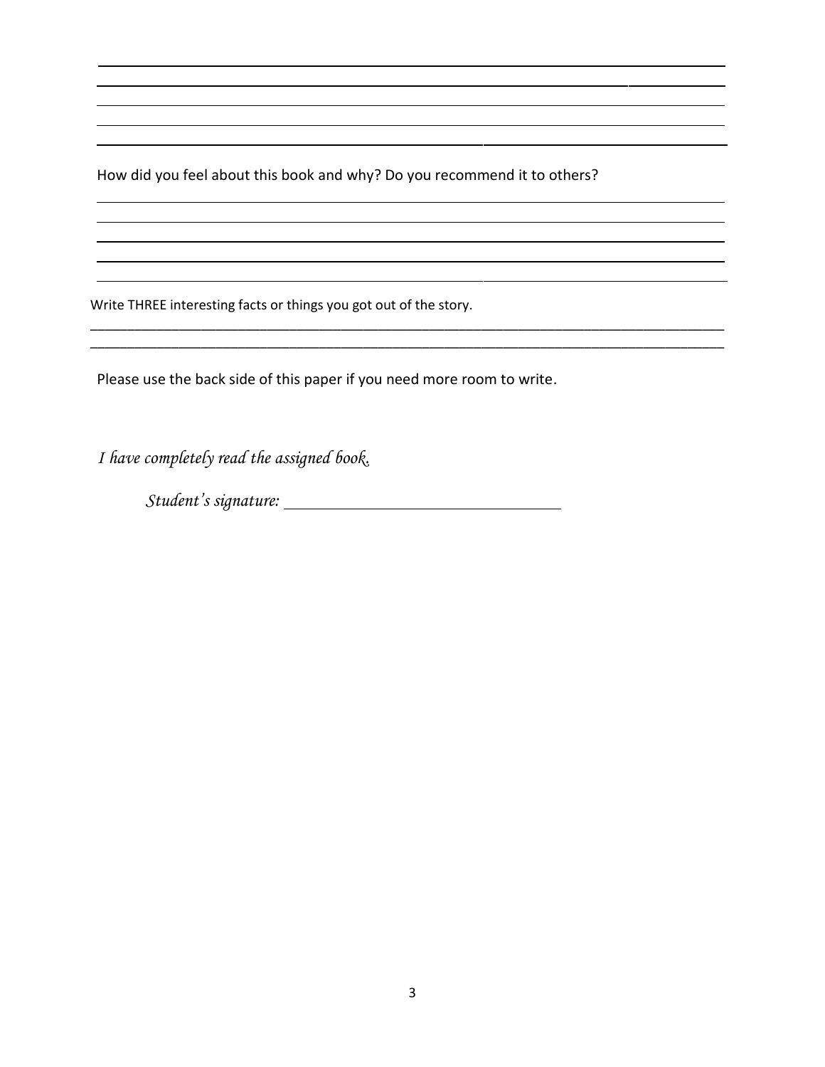How did you feel about this book and why? Do you recommend it to others?

Write THREE interesting facts or things you got out of the story.

Please use the back side of this paper if you need more room to write.

*I have completely read the assigned book.*

*Student's signature:* ______________________________